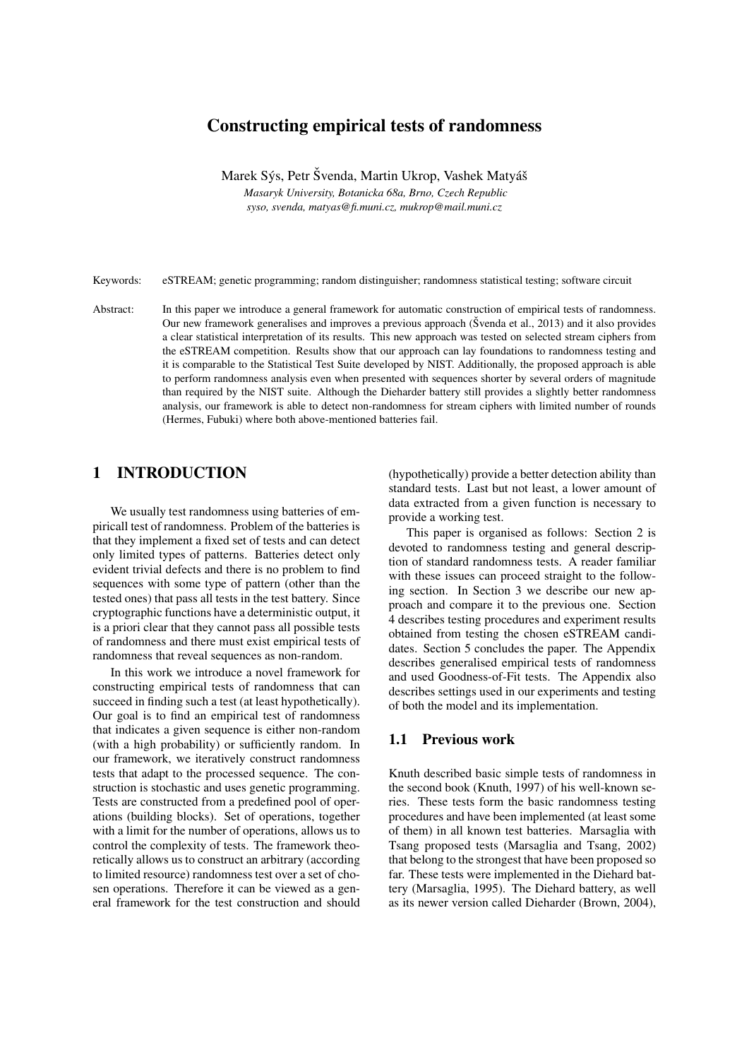# Constructing empirical tests of randomness

Marek Sýs, Petr Švenda, Martin Ukrop, Vashek Matyáš

*Masaryk University, Botanicka 68a, Brno, Czech Republic*
*syso, svenda, matyas@fi.muni.cz, mukrop@mail.muni.cz*

Keywords: eSTREAM; genetic programming; random distinguisher; randomness statistical testing; software circuit

Abstract: In this paper we introduce a general framework for automatic construction of empirical tests of randomness. Our new framework generalises and improves a previous approach (Švenda et al., 2013) and it also provides a clear statistical interpretation of its results. This new approach was tested on selected stream ciphers from the eSTREAM competition. Results show that our approach can lay foundations to randomness testing and it is comparable to the Statistical Test Suite developed by NIST. Additionally, the proposed approach is able to perform randomness analysis even when presented with sequences shorter by several orders of magnitude than required by the NIST suite. Although the Dieharder battery still provides a slightly better randomness analysis, our framework is able to detect non-randomness for stream ciphers with limited number of rounds (Hermes, Fubuki) where both above-mentioned batteries fail.

## 1 INTRODUCTION

We usually test randomness using batteries of empiricall test of randomness. Problem of the batteries is that they implement a fixed set of tests and can detect only limited types of patterns. Batteries detect only evident trivial defects and there is no problem to find sequences with some type of pattern (other than the tested ones) that pass all tests in the test battery. Since cryptographic functions have a deterministic output, it is a priori clear that they cannot pass all possible tests of randomness and there must exist empirical tests of randomness that reveal sequences as non-random.

In this work we introduce a novel framework for constructing empirical tests of randomness that can succeed in finding such a test (at least hypothetically). Our goal is to find an empirical test of randomness that indicates a given sequence is either non-random (with a high probability) or sufficiently random. In our framework, we iteratively construct randomness tests that adapt to the processed sequence. The construction is stochastic and uses genetic programming. Tests are constructed from a predefined pool of operations (building blocks). Set of operations, together with a limit for the number of operations, allows us to control the complexity of tests. The framework theoretically allows us to construct an arbitrary (according to limited resource) randomness test over a set of chosen operations. Therefore it can be viewed as a general framework for the test construction and should (hypothetically) provide a better detection ability than standard tests. Last but not least, a lower amount of data extracted from a given function is necessary to provide a working test.

This paper is organised as follows: Section 2 is devoted to randomness testing and general description of standard randomness tests. A reader familiar with these issues can proceed straight to the following section. In Section 3 we describe our new approach and compare it to the previous one. Section 4 describes testing procedures and experiment results obtained from testing the chosen eSTREAM candidates. Section 5 concludes the paper. The Appendix describes generalised empirical tests of randomness and used Goodness-of-Fit tests. The Appendix also describes settings used in our experiments and testing of both the model and its implementation.

### 1.1 Previous work

Knuth described basic simple tests of randomness in the second book (Knuth, 1997) of his well-known series. These tests form the basic randomness testing procedures and have been implemented (at least some of them) in all known test batteries. Marsaglia with Tsang proposed tests (Marsaglia and Tsang, 2002) that belong to the strongest that have been proposed so far. These tests were implemented in the Diehard battery (Marsaglia, 1995). The Diehard battery, as well as its newer version called Dieharder (Brown, 2004),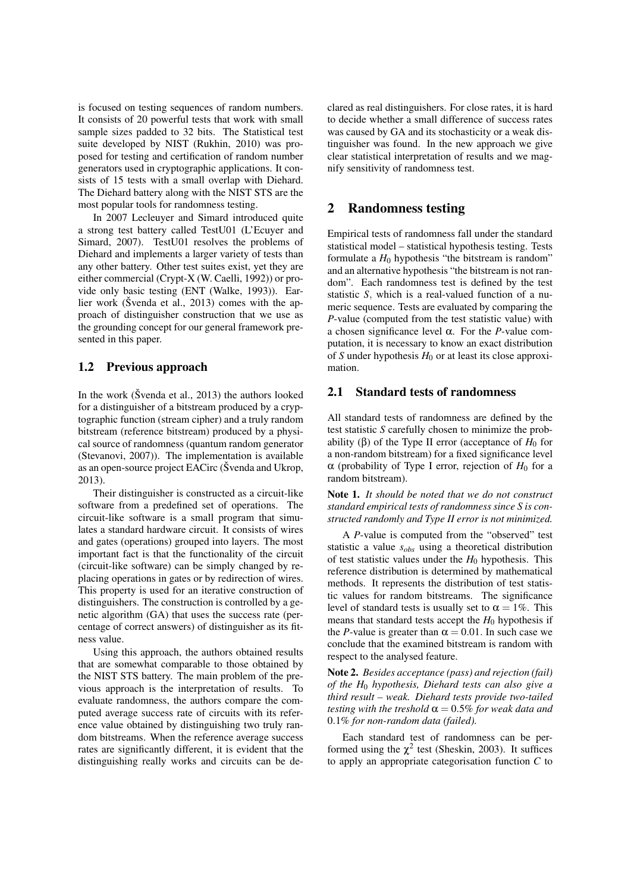is focused on testing sequences of random numbers. It consists of 20 powerful tests that work with small sample sizes padded to 32 bits. The Statistical test suite developed by NIST (Rukhin, 2010) was proposed for testing and certification of random number generators used in cryptographic applications. It consists of 15 tests with a small overlap with Diehard. The Diehard battery along with the NIST STS are the most popular tools for randomness testing.

In 2007 Lecleuyer and Simard introduced quite a strong test battery called TestU01 (L'Ecuyer and Simard, 2007). TestU01 resolves the problems of Diehard and implements a larger variety of tests than any other battery. Other test suites exist, yet they are either commercial (Crypt-X (W. Caelli, 1992)) or provide only basic testing (ENT (Walke, 1993)). Earlier work (Švenda et al., 2013) comes with the approach of distinguisher construction that we use as the grounding concept for our general framework presented in this paper.

## 1.2 Previous approach

In the work (Švenda et al., 2013) the authors looked for a distinguisher of a bitstream produced by a cryptographic function (stream cipher) and a truly random bitstream (reference bitstream) produced by a physical source of randomness (quantum random generator (Stevanovi, 2007)). The implementation is available as an open-source project EACirc (Švenda and Ukrop, 2013).

Their distinguisher is constructed as a circuit-like software from a predefined set of operations. The circuit-like software is a small program that simulates a standard hardware circuit. It consists of wires and gates (operations) grouped into layers. The most important fact is that the functionality of the circuit (circuit-like software) can be simply changed by replacing operations in gates or by redirection of wires. This property is used for an iterative construction of distinguishers. The construction is controlled by a genetic algorithm (GA) that uses the success rate (percentage of correct answers) of distinguisher as its fitness value.

Using this approach, the authors obtained results that are somewhat comparable to those obtained by the NIST STS battery. The main problem of the previous approach is the interpretation of results. To evaluate randomness, the authors compare the computed average success rate of circuits with its reference value obtained by distinguishing two truly random bitstreams. When the reference average success rates are significantly different, it is evident that the distinguishing really works and circuits can be declared as real distinguishers. For close rates, it is hard to decide whether a small difference of success rates was caused by GA and its stochasticity or a weak distinguisher was found. In the new approach we give clear statistical interpretation of results and we magnify sensitivity of randomness test.

# 2 Randomness testing

Empirical tests of randomness fall under the standard statistical model – statistical hypothesis testing. Tests formulate a $H_0$ hypothesis "the bitstream is random" and an alternative hypothesis "the bitstream is not random". Each randomness test is defined by the test statistic $S$, which is a real-valued function of a numeric sequence. Tests are evaluated by comparing the $P$-value (computed from the test statistic value) with a chosen significance level $\alpha$. For the $P$-value computation, it is necessary to know an exact distribution of $S$ under hypothesis $H_0$ or at least its close approximation.

## 2.1 Standard tests of randomness

All standard tests of randomness are defined by the test statistic $S$ carefully chosen to minimize the probability ($\beta$) of the Type II error (acceptance of $H_0$ for a non-random bitstream) for a fixed significance level $\alpha$ (probability of Type I error, rejection of $H_0$ for a random bitstream).

**Note 1.** *It should be noted that we do not construct standard empirical tests of randomness since $S$ is constructed randomly and Type II error is not minimized.*

A $P$-value is computed from the "observed" test statistic a value $s_{obs}$ using a theoretical distribution of test statistic values under the $H_0$ hypothesis. This reference distribution is determined by mathematical methods. It represents the distribution of test statistic values for random bitstreams. The significance level of standard tests is usually set to $\alpha = 1\%$. This means that standard tests accept the $H_0$ hypothesis if the $P$-value is greater than $\alpha = 0.01$. In such case we conclude that the examined bitstream is random with respect to the analysed feature.

**Note 2.** *Besides acceptance (pass) and rejection (fail) of the $H_0$ hypothesis, Diehard tests can also give a third result – weak. Diehard tests provide two-tailed testing with the treshold $\alpha = 0.5\%$ for weak data and $0.1\%$ for non-random data (failed).*

Each standard test of randomness can be performed using the $\chi^2$ test (Sheskin, 2003). It suffices to apply an appropriate categorisation function $C$ to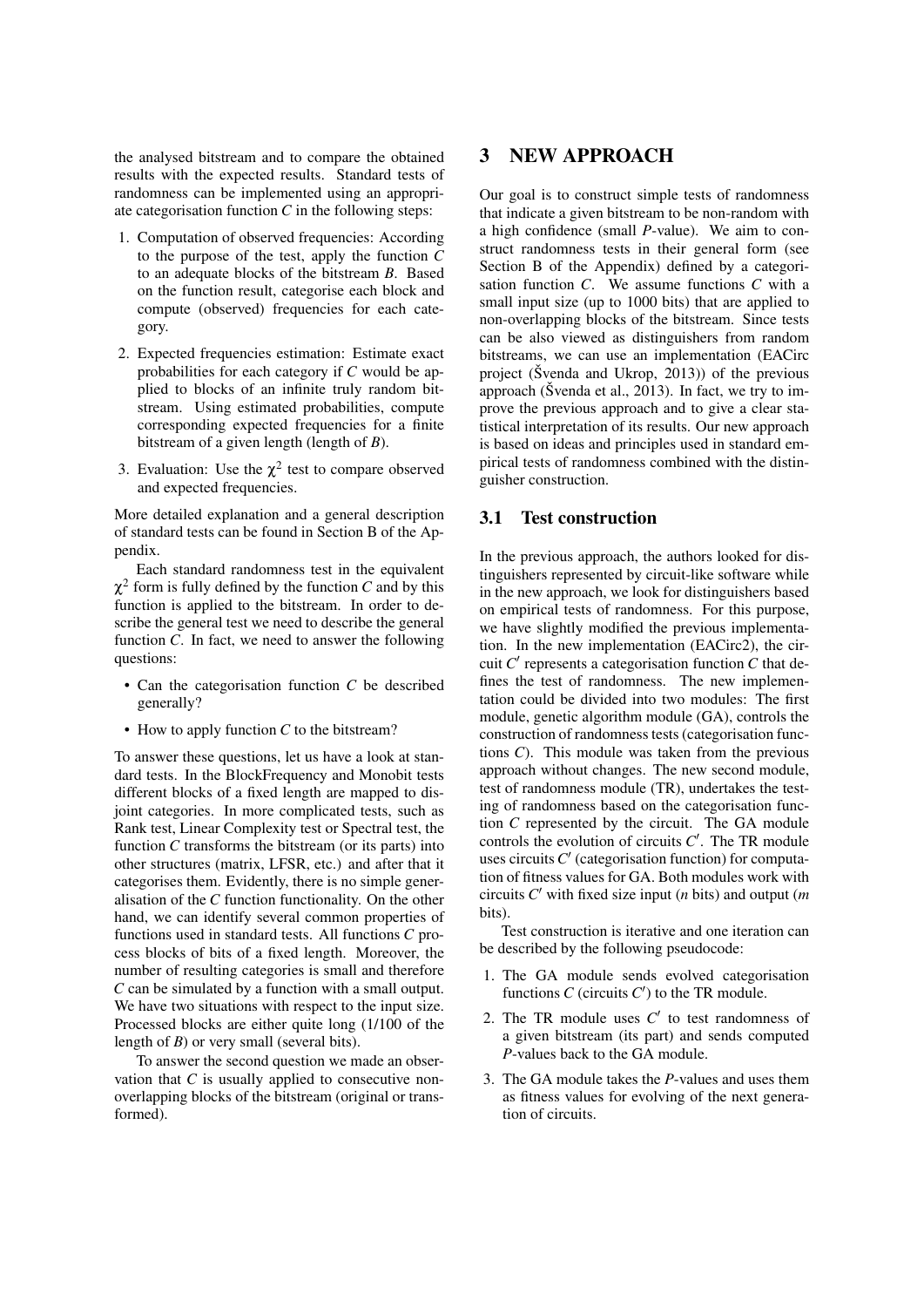the analysed bitstream and to compare the obtained results with the expected results. Standard tests of randomness can be implemented using an appropriate categorisation function $C$ in the following steps:

1. Computation of observed frequencies: According to the purpose of the test, apply the function $C$ to an adequate blocks of the bitstream $B$. Based on the function result, categorise each block and compute (observed) frequencies for each category.
2. Expected frequencies estimation: Estimate exact probabilities for each category if $C$ would be applied to blocks of an infinite truly random bitstream. Using estimated probabilities, compute corresponding expected frequencies for a finite bitstream of a given length (length of $B$).
3. Evaluation: Use the $\chi^2$ test to compare observed and expected frequencies.

More detailed explanation and a general description of standard tests can be found in Section B of the Appendix.

Each standard randomness test in the equivalent $\chi^2$ form is fully defined by the function $C$ and by this function is applied to the bitstream. In order to describe the general test we need to describe the general function $C$. In fact, we need to answer the following questions:

- Can the categorisation function $C$ be described generally?
- How to apply function $C$ to the bitstream?

To answer these questions, let us have a look at standard tests. In the BlockFrequency and Monobit tests different blocks of a fixed length are mapped to disjoint categories. In more complicated tests, such as Rank test, Linear Complexity test or Spectral test, the function $C$ transforms the bitstream (or its parts) into other structures (matrix, LFSR, etc.) and after that it categorises them. Evidently, there is no simple generalisation of the $C$ function functionality. On the other hand, we can identify several common properties of functions used in standard tests. All functions $C$ process blocks of bits of a fixed length. Moreover, the number of resulting categories is small and therefore $C$ can be simulated by a function with a small output. We have two situations with respect to the input size. Processed blocks are either quite long (1/100 of the length of $B$) or very small (several bits).

To answer the second question we made an observation that $C$ is usually applied to consecutive non-overlapping blocks of the bitstream (original or transformed).

# 3 NEW APPROACH

Our goal is to construct simple tests of randomness that indicate a given bitstream to be non-random with a high confidence (small $P$-value). We aim to construct randomness tests in their general form (see Section B of the Appendix) defined by a categorisation function $C$. We assume functions $C$ with a small input size (up to 1000 bits) that are applied to non-overlapping blocks of the bitstream. Since tests can be also viewed as distinguishers from random bitstreams, we can use an implementation (EACirc project (Švenda and Ukrop, 2013)) of the previous approach (Švenda et al., 2013). In fact, we try to improve the previous approach and to give a clear statistical interpretation of its results. Our new approach is based on ideas and principles used in standard empirical tests of randomness combined with the distinguisher construction.

## 3.1 Test construction

In the previous approach, the authors looked for distinguishers represented by circuit-like software while in the new approach, we look for distinguishers based on empirical tests of randomness. For this purpose, we have slightly modified the previous implementation. In the new implementation (EACirc2), the circuit $C'$ represents a categorisation function $C$ that defines the test of randomness. The new implementation could be divided into two modules: The first module, genetic algorithm module (GA), controls the construction of randomness tests (categorisation functions $C$). This module was taken from the previous approach without changes. The new second module, test of randomness module (TR), undertakes the testing of randomness based on the categorisation function $C$ represented by the circuit. The GA module controls the evolution of circuits $C'$. The TR module uses circuits $C'$ (categorisation function) for computation of fitness values for GA. Both modules work with circuits $C'$ with fixed size input ($n$ bits) and output ($m$ bits).

Test construction is iterative and one iteration can be described by the following pseudocode:

1. The GA module sends evolved categorisation functions $C$ (circuits $C'$) to the TR module.
2. The TR module uses $C'$ to test randomness of a given bitstream (its part) and sends computed $P$-values back to the GA module.
3. The GA module takes the $P$-values and uses them as fitness values for evolving of the next generation of circuits.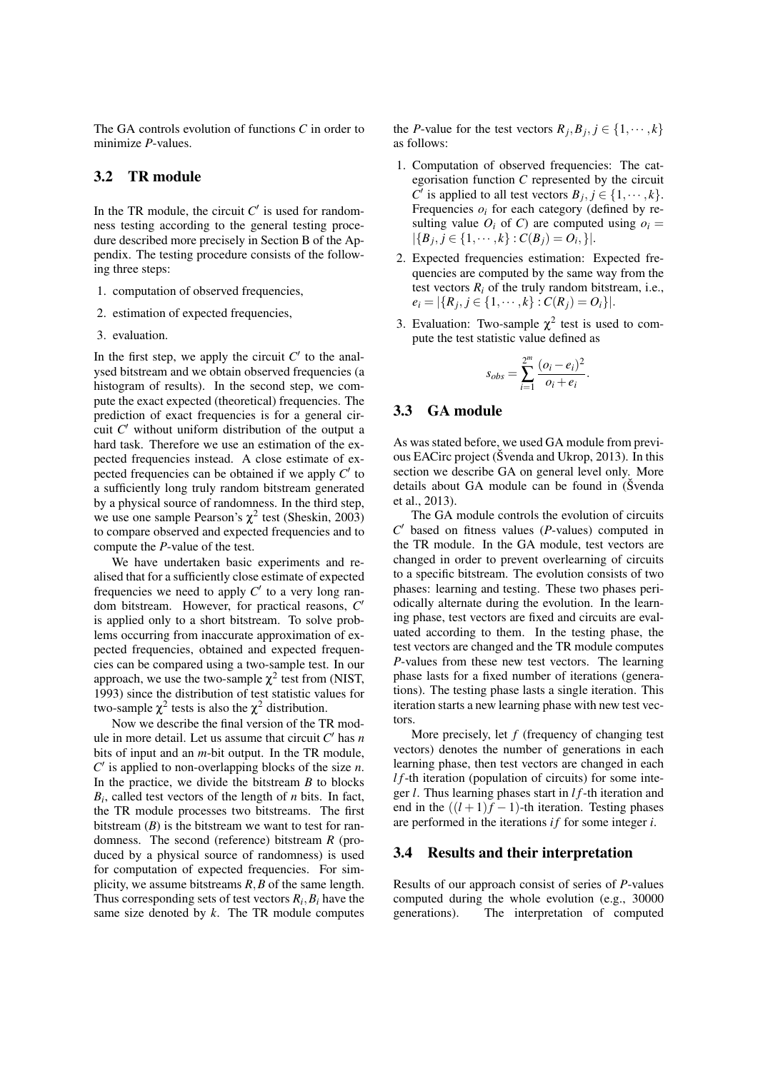The GA controls evolution of functions $C$ in order to minimize $P$-values.

## 3.2 TR module

In the TR module, the circuit $C'$ is used for randomness testing according to the general testing procedure described more precisely in Section B of the Appendix. The testing procedure consists of the following three steps:

1. computation of observed frequencies,
2. estimation of expected frequencies,
3. evaluation.

In the first step, we apply the circuit $C'$ to the analysed bitstream and we obtain observed frequencies (a histogram of results). In the second step, we compute the exact expected (theoretical) frequencies. The prediction of exact frequencies is for a general circuit $C'$ without uniform distribution of the output a hard task. Therefore we use an estimation of the expected frequencies instead. A close estimate of expected frequencies can be obtained if we apply $C'$ to a sufficiently long truly random bitstream generated by a physical source of randomness. In the third step, we use one sample Pearson's $\chi^2$ test (Sheskin, 2003) to compare observed and expected frequencies and to compute the $P$-value of the test.

We have undertaken basic experiments and realised that for a sufficiently close estimate of expected frequencies we need to apply $C'$ to a very long random bitstream. However, for practical reasons, $C'$ is applied only to a short bitstream. To solve problems occurring from inaccurate approximation of expected frequencies, obtained and expected frequencies can be compared using a two-sample test. In our approach, we use the two-sample $\chi^2$ test from (NIST, 1993) since the distribution of test statistic values for two-sample $\chi^2$ tests is also the $\chi^2$ distribution.

Now we describe the final version of the TR module in more detail. Let us assume that circuit $C'$ has $n$ bits of input and an $m$-bit output. In the TR module, $C'$ is applied to non-overlapping blocks of the size $n$. In the practice, we divide the bitstream $B$ to blocks $B_i$, called test vectors of the length of $n$ bits. In fact, the TR module processes two bitstreams. The first bitstream ($B$) is the bitstream we want to test for randomness. The second (reference) bitstream $R$ (produced by a physical source of randomness) is used for computation of expected frequencies. For simplicity, we assume bitstreams $R, B$ of the same length. Thus corresponding sets of test vectors $R_i, B_i$ have the same size denoted by $k$. The TR module computes the $P$-value for the test vectors $R_j, B_j, j \in \{1, \cdots, k\}$ as follows:

1. Computation of observed frequencies: The categorisation function $C$ represented by the circuit $C'$ is applied to all test vectors $B_j, j \in \{1, \cdots, k\}$. Frequencies $o_i$ for each category (defined by resulting value $O_i$ of $C$) are computed using $o_i = |\{B_j, j \in \{1, \cdots, k\} : C(B_j) = O_i, \}|$.
2. Expected frequencies estimation: Expected frequencies are computed by the same way from the test vectors $R_i$ of the truly random bitstream, i.e., $e_i = |\{R_j, j \in \{1, \cdots, k\} : C(R_j) = O_i\}|$.
3. Evaluation: Two-sample $\chi^2$ test is used to compute the test statistic value defined as

$$s_{obs} = \sum_{i=1}^{2^m} \frac{(o_i - e_i)^2}{o_i + e_i}.$$

## 3.3 GA module

As was stated before, we used GA module from previous EACirc project (Švenda and Ukrop, 2013). In this section we describe GA on general level only. More details about GA module can be found in (Švenda et al., 2013).

The GA module controls the evolution of circuits $C'$ based on fitness values ($P$-values) computed in the TR module. In the GA module, test vectors are changed in order to prevent overlearning of circuits to a specific bitstream. The evolution consists of two phases: learning and testing. These two phases periodically alternate during the evolution. In the learning phase, test vectors are fixed and circuits are evaluated according to them. In the testing phase, the test vectors are changed and the TR module computes $P$-values from these new test vectors. The learning phase lasts for a fixed number of iterations (generations). The testing phase lasts a single iteration. This iteration starts a new learning phase with new test vectors.

More precisely, let $f$ (frequency of changing test vectors) denotes the number of generations in each learning phase, then test vectors are changed in each $lf$-th iteration (population of circuits) for some integer $l$. Thus learning phases start in $lf$-th iteration and end in the $((l+1)f - 1)$-th iteration. Testing phases are performed in the iterations $if$ for some integer $i$.

## 3.4 Results and their interpretation

Results of our approach consist of series of $P$-values computed during the whole evolution (e.g., 30000 generations). The interpretation of computed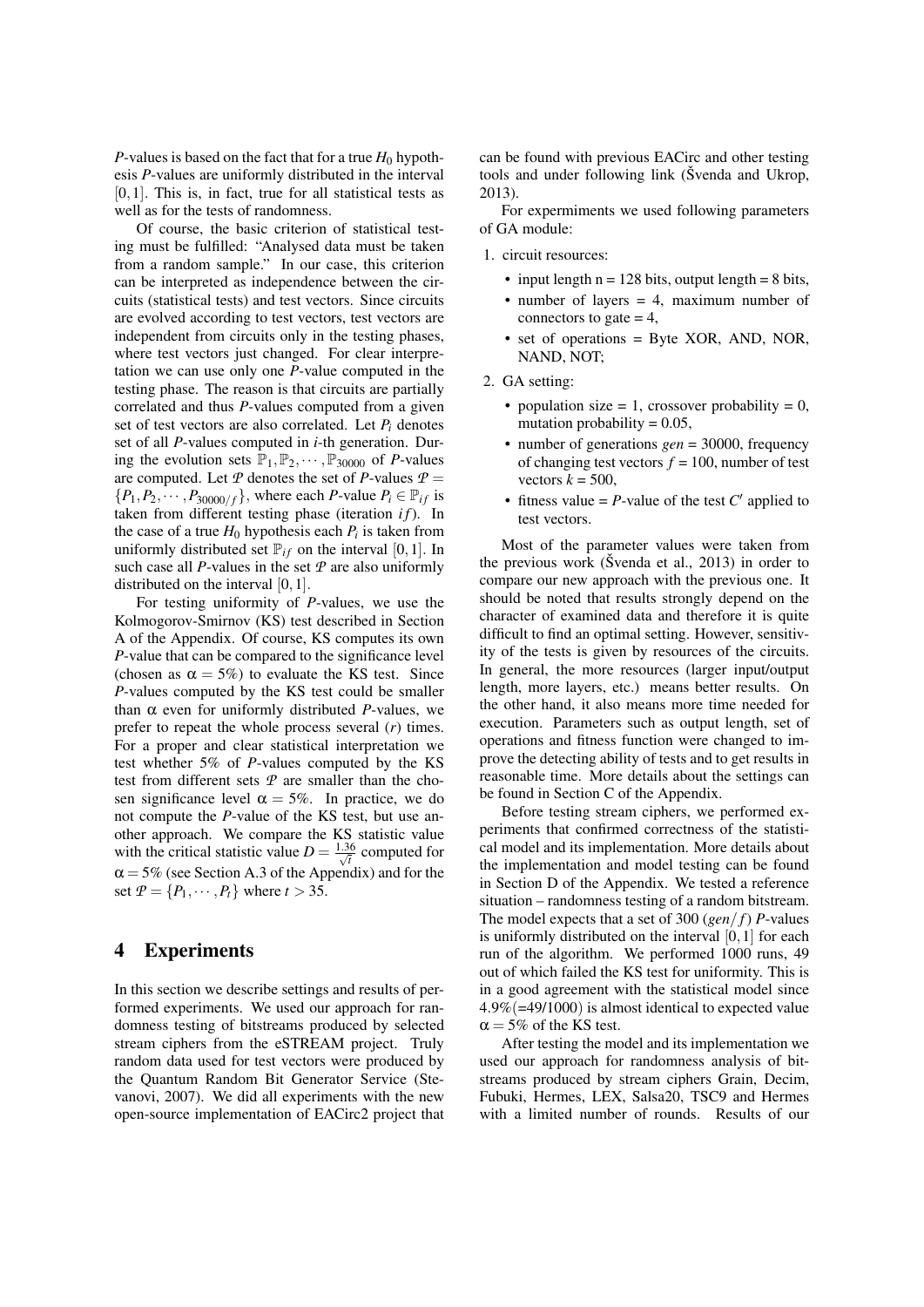$P$-values is based on the fact that for a true $H_0$ hypothesis $P$-values are uniformly distributed in the interval $[0,1]$. This is, in fact, true for all statistical tests as well as for the tests of randomness.

Of course, the basic criterion of statistical testing must be fulfilled: "Analysed data must be taken from a random sample." In our case, this criterion can be interpreted as independence between the circuits (statistical tests) and test vectors. Since circuits are evolved according to test vectors, test vectors are independent from circuits only in the testing phases, where test vectors just changed. For clear interpretation we can use only one $P$-value computed in the testing phase. The reason is that circuits are partially correlated and thus $P$-values computed from a given set of test vectors are also correlated. Let $P_i$ denotes set of all $P$-values computed in $i$-th generation. During the evolution sets $\mathbb{P}_1, \mathbb{P}_2, \cdots, \mathbb{P}_{30000}$ of $P$-values are computed. Let $\mathcal{P}$ denotes the set of $P$-values $\mathcal{P} = \{P_1, P_2, \cdots, P_{30000/f}\}$, where each $P$-value $P_i \in \mathbb{P}_{if}$ is taken from different testing phase (iteration $if$). In the case of a true $H_0$ hypothesis each $P_i$ is taken from uniformly distributed set $\mathbb{P}_{if}$ on the interval $[0,1]$. In such case all $P$-values in the set $\mathcal{P}$ are also uniformly distributed on the interval $[0,1]$.

For testing uniformity of $P$-values, we use the Kolmogorov-Smirnov (KS) test described in Section A of the Appendix. Of course, KS computes its own $P$-value that can be compared to the significance level (chosen as $\alpha = 5\%$) to evaluate the KS test. Since $P$-values computed by the KS test could be smaller than $\alpha$ even for uniformly distributed $P$-values, we prefer to repeat the whole process several ($r$) times. For a proper and clear statistical interpretation we test whether 5% of $P$-values computed by the KS test from different sets $\mathcal{P}$ are smaller than the chosen significance level $\alpha = 5\%$. In practice, we do not compute the $P$-value of the KS test, but use another approach. We compare the KS statistic value with the critical statistic value $D = \frac{1.36}{\sqrt{t}}$ computed for $\alpha = 5\%$ (see Section A.3 of the Appendix) and for the set $\mathcal{P} = \{P_1, \cdots, P_t\}$ where $t > 35$.

# 4 Experiments

In this section we describe settings and results of performed experiments. We used our approach for randomness testing of bitstreams produced by selected stream ciphers from the eSTREAM project. Truly random data used for test vectors were produced by the Quantum Random Bit Generator Service (Stevanovi, 2007). We did all experiments with the new open-source implementation of EACirc2 project that can be found with previous EACirc and other testing tools and under following link (Švenda and Ukrop, 2013).

For expermiments we used following parameters of GA module:

1. circuit resources:
   - input length n = 128 bits, output length = 8 bits,
   - number of layers = 4, maximum number of connectors to gate = 4,
   - set of operations = Byte XOR, AND, NOR, NAND, NOT;
2. GA setting:
   - population size = 1, crossover probability = 0, mutation probability = 0.05,
   - number of generations *gen* = 30000, frequency of changing test vectors $f = 100$, number of test vectors $k = 500$,
   - fitness value = $P$-value of the test $C'$ applied to test vectors.

Most of the parameter values were taken from the previous work (Švenda et al., 2013) in order to compare our new approach with the previous one. It should be noted that results strongly depend on the character of examined data and therefore it is quite difficult to find an optimal setting. However, sensitivity of the tests is given by resources of the circuits. In general, the more resources (larger input/output length, more layers, etc.) means better results. On the other hand, it also means more time needed for execution. Parameters such as output length, set of operations and fitness function were changed to improve the detecting ability of tests and to get results in reasonable time. More details about the settings can be found in Section C of the Appendix.

Before testing stream ciphers, we performed experiments that confirmed correctness of the statistical model and its implementation. More details about the implementation and model testing can be found in Section D of the Appendix. We tested a reference situation – randomness testing of a random bitstream. The model expects that a set of 300 ($gen/f$) $P$-values is uniformly distributed on the interval $[0,1]$ for each run of the algorithm. We performed 1000 runs, 49 out of which failed the KS test for uniformity. This is in a good agreement with the statistical model since $4.9\% (=49/1000)$ is almost identical to expected value $\alpha = 5\%$ of the KS test.

After testing the model and its implementation we used our approach for randomness analysis of bitstreams produced by stream ciphers Grain, Decim, Fubuki, Hermes, LEX, Salsa20, TSC9 and Hermes with a limited number of rounds. Results of our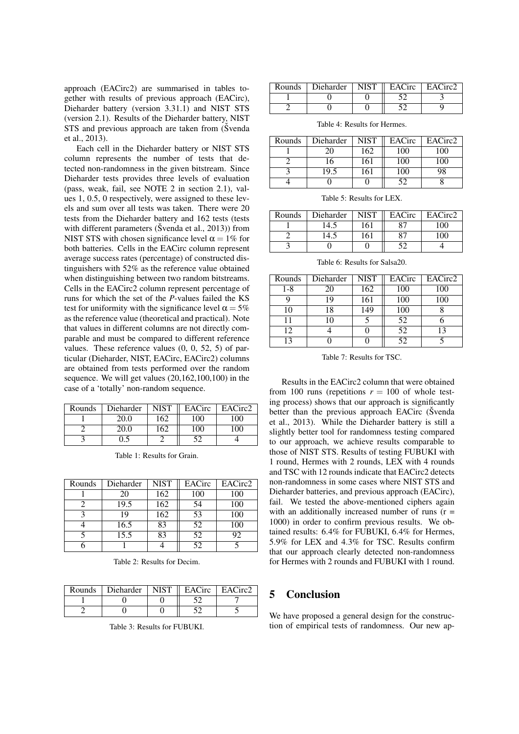approach (EACirc2) are summarised in tables together with results of previous approach (EACirc), Dieharder battery (version 3.31.1) and NIST STS (version 2.1). Results of the Dieharder battery, NIST STS and previous approach are taken from (Švenda et al., 2013).

Each cell in the Dieharder battery or NIST STS column represents the number of tests that detected non-randomness in the given bitstream. Since Dieharder tests provides three levels of evaluation (pass, weak, fail, see NOTE 2 in section 2.1), values 1, 0.5, 0 respectively, were assigned to these levels and sum over all tests was taken. There were 20 tests from the Dieharder battery and 162 tests (tests with different parameters (Švenda et al., 2013)) from NIST STS with chosen significance level $\alpha = 1\%$ for both batteries. Cells in the EACirc column represent average success rates (percentage) of constructed distinguishers with 52% as the reference value obtained when distinguishing between two random bitstreams. Cells in the EACirc2 column represent percentage of runs for which the set of the *P*-values failed the KS test for uniformity with the significance level $\alpha = 5\%$ as the reference value (theoretical and practical). Note that values in different columns are not directly comparable and must be compared to different reference values. These reference values (0, 0, 52, 5) of particular (Dieharder, NIST, EACirc, EACirc2) columns are obtained from tests performed over the random sequence. We will get values (20,162,100,100) in the case of a 'totally' non-random sequence.

| Rounds | Dieharder | NIST | EACirc | EACirc2 |
|---|---|---|---|---|
| 1 | 20.0 | 162 | 100 | 100 |
| 2 | 20.0 | 162 | 100 | 100 |
| 3 | 0.5 | 2 | 52 | 4 |

Table 1: Results for Grain.

| Rounds | Dieharder | NIST | EACirc | EACirc2 |
|---|---|---|---|---|
| 1 | 20 | 162 | 100 | 100 |
| 2 | 19.5 | 162 | 54 | 100 |
| 3 | 19 | 162 | 53 | 100 |
| 4 | 16.5 | 83 | 52 | 100 |
| 5 | 15.5 | 83 | 52 | 92 |
| 6 | 1 | 4 | 52 | 5 |

Table 2: Results for Decim.

| Rounds | Dieharder | NIST | EACirc | EACirc2 |
|---|---|---|---|---|
| 1 | 0 | 0 | 52 | 7 |
| 2 | 0 | 0 | 52 | 5 |

Table 3: Results for FUBUKI.

| Rounds | Dieharder | NIST | EACirc | EACirc2 |
|---|---|---|---|---|
| 1 | 0 | 0 | 52 | 3 |
| 2 | 0 | 0 | 52 | 9 |

Table 4: Results for Hermes.

| Rounds | Dieharder | NIST | EACirc | EACirc2 |
|---|---|---|---|---|
| 1 | 20 | 162 | 100 | 100 |
| 2 | 16 | 161 | 100 | 100 |
| 3 | 19.5 | 161 | 100 | 98 |
| 4 | 0 | 0 | 52 | 8 |

Table 5: Results for LEX.

| Rounds | Dieharder | NIST | EACirc | EACirc2 |
|---|---|---|---|---|
| 1 | 14.5 | 161 | 87 | 100 |
| 2 | 14.5 | 161 | 87 | 100 |
| 3 | 0 | 0 | 52 | 4 |

Table 6: Results for Salsa20.

| Rounds | Dieharder | NIST | EACirc | EACirc2 |
|---|---|---|---|---|
| 1-8 | 20 | 162 | 100 | 100 |
| 9 | 19 | 161 | 100 | 100 |
| 10 | 18 | 149 | 100 | 8 |
| 11 | 10 | 5 | 52 | 6 |
| 12 | 4 | 0 | 52 | 13 |
| 13 | 0 | 0 | 52 | 5 |

Table 7: Results for TSC.

Results in the EACirc2 column that were obtained from 100 runs (repetitions $r = 100$ of whole testing process) shows that our approach is significantly better than the previous approach EACirc (Švenda et al., 2013). While the Dieharder battery is still a slightly better tool for randomness testing compared to our approach, we achieve results comparable to those of NIST STS. Results of testing FUBUKI with 1 round, Hermes with 2 rounds, LEX with 4 rounds and TSC with 12 rounds indicate that EACirc2 detects non-randomness in some cases where NIST STS and Dieharder batteries, and previous approach (EACirc), fail. We tested the above-mentioned ciphers again with an additionally increased number of runs ($r$ = 1000) in order to confirm previous results. We obtained results: 6.4% for FUBUKI, 6.4% for Hermes, 5.9% for LEX and 4.3% for TSC. Results confirm that our approach clearly detected non-randomness for Hermes with 2 rounds and FUBUKI with 1 round.

## 5 Conclusion

We have proposed a general design for the construction of empirical tests of randomness. Our new ap-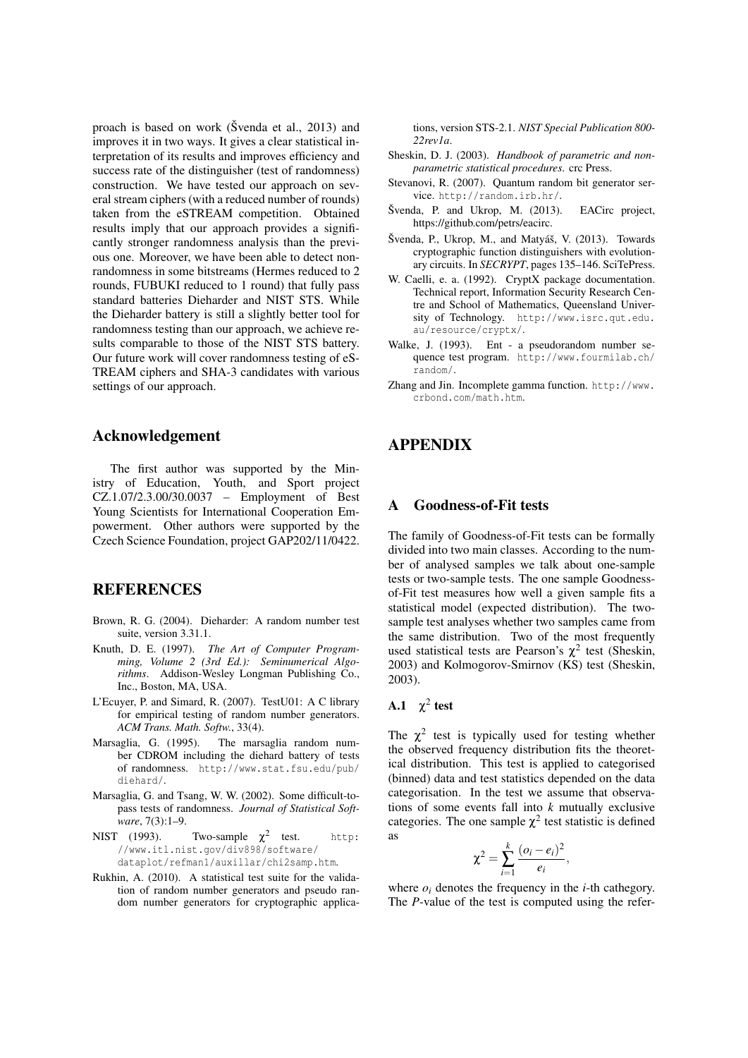proach is based on work (Švenda et al., 2013) and improves it in two ways. It gives a clear statistical interpretation of its results and improves efficiency and success rate of the distinguisher (test of randomness) construction. We have tested our approach on several stream ciphers (with a reduced number of rounds) taken from the eSTREAM competition. Obtained results imply that our approach provides a significantly stronger randomness analysis than the previous one. Moreover, we have been able to detect non-randomness in some bitstreams (Hermes reduced to 2 rounds, FUBUKI reduced to 1 round) that fully pass standard batteries Dieharder and NIST STS. While the Dieharder battery is still a slightly better tool for randomness testing than our approach, we achieve results comparable to those of the NIST STS battery. Our future work will cover randomness testing of eSTREAM ciphers and SHA-3 candidates with various settings of our approach.

## Acknowledgement

The first author was supported by the Ministry of Education, Youth, and Sport project CZ.1.07/2.3.00/30.0037 – Employment of Best Young Scientists for International Cooperation Empowerment. Other authors were supported by the Czech Science Foundation, project GAP202/11/0422.

## REFERENCES

Brown, R. G. (2004). Dieharder: A random number test suite, version 3.31.1.

Knuth, D. E. (1997). *The Art of Computer Programming, Volume 2 (3rd Ed.): Seminumerical Algorithms*. Addison-Wesley Longman Publishing Co., Inc., Boston, MA, USA.

L'Ecuyer, P. and Simard, R. (2007). TestU01: A C library for empirical testing of random number generators. *ACM Trans. Math. Softw.*, 33(4).

Marsaglia, G. (1995). The marsaglia random number CDROM including the diehard battery of tests of randomness. http://www.stat.fsu.edu/pub/diehard/.

Marsaglia, G. and Tsang, W. W. (2002). Some difficult-to-pass tests of randomness. *Journal of Statistical Software*, 7(3):1–9.

NIST (1993). Two-sample $\chi^2$ test. http://www.itl.nist.gov/div898/software/dataplot/refman1/auxillar/chi2samp.htm.

Rukhin, A. (2010). A statistical test suite for the validation of random number generators and pseudo random number generators for cryptographic applications, version STS-2.1. *NIST Special Publication 800-22rev1a*.

Sheskin, D. J. (2003). *Handbook of parametric and nonparametric statistical procedures*. crc Press.

Stevanovi, R. (2007). Quantum random bit generator service. http://random.irb.hr/.

Švenda, P. and Ukrop, M. (2013). EACirc project, https://github.com/petrs/eacirc.

Švenda, P., Ukrop, M., and Matyáš, V. (2013). Towards cryptographic function distinguishers with evolutionary circuits. In *SECRYPT*, pages 135–146. SciTePress.

W. Caelli, e. a. (1992). CryptX package documentation. Technical report, Information Security Research Centre and School of Mathematics, Queensland University of Technology. http://www.isrc.qut.edu.au/resource/cryptx/.

Walke, J. (1993). Ent - a pseudorandom number sequence test program. http://www.fourmilab.ch/random/.

Zhang and Jin. Incomplete gamma function. http://www.crbond.com/math.htm.

# APPENDIX

## A Goodness-of-Fit tests

The family of Goodness-of-Fit tests can be formally divided into two main classes. According to the number of analysed samples we talk about one-sample tests or two-sample tests. The one sample Goodness-of-Fit test measures how well a given sample fits a statistical model (expected distribution). The two-sample test analyses whether two samples came from the same distribution. Two of the most frequently used statistical tests are Pearson's $\chi^2$ test (Sheskin, 2003) and Kolmogorov-Smirnov (KS) test (Sheskin, 2003).

### A.1 $\chi^2$ test

The $\chi^2$ test is typically used for testing whether the observed frequency distribution fits the theoretical distribution. This test is applied to categorised (binned) data and test statistics depended on the data categorisation. In the test we assume that observations of some events fall into $k$ mutually exclusive categories. The one sample $\chi^2$ test statistic is defined as

$$\chi^2 = \sum_{i=1}^{k} \frac{(o_i - e_i)^2}{e_i},$$

where $o_i$ denotes the frequency in the $i$-th cathegory. The $P$-value of the test is computed using the refer-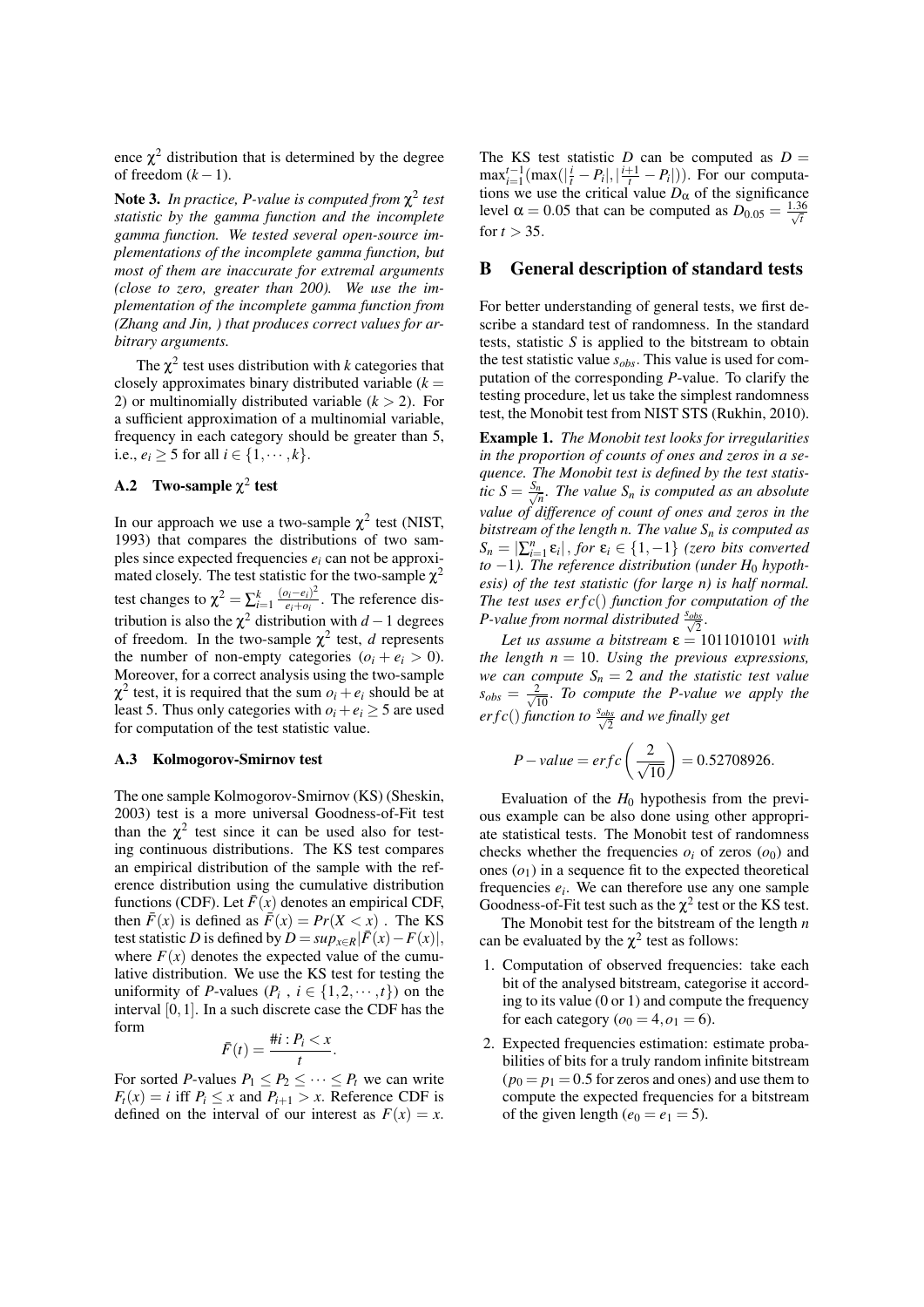ence $\chi^2$ distribution that is determined by the degree of freedom $(k-1)$.

**Note 3.** *In practice, P-value is computed from $\chi^2$ test statistic by the gamma function and the incomplete gamma function. We tested several open-source implementations of the incomplete gamma function, but most of them are inaccurate for extremal arguments (close to zero, greater than 200). We use the implementation of the incomplete gamma function from (Zhang and Jin, ) that produces correct values for arbitrary arguments.*

The $\chi^2$ test uses distribution with $k$ categories that closely approximates binary distributed variable ($k = 2$) or multinomially distributed variable ($k > 2$). For a sufficient approximation of a multinomial variable, frequency in each category should be greater than 5, i.e., $e_i \geq 5$ for all $i \in \{1, \cdots, k\}$.

### A.2 Two-sample $\chi^2$ test

In our approach we use a two-sample $\chi^2$ test (NIST, 1993) that compares the distributions of two samples since expected frequencies $e_i$ can not be approximated closely. The test statistic for the two-sample $\chi^2$ test changes to $\chi^2 = \sum_{i=1}^{k} \frac{(o_i - e_i)^2}{e_i + o_i}$. The reference distribution is also the $\chi^2$ distribution with $d-1$ degrees of freedom. In the two-sample $\chi^2$ test, $d$ represents the number of non-empty categories ($o_i + e_i > 0$). Moreover, for a correct analysis using the two-sample $\chi^2$ test, it is required that the sum $o_i + e_i$ should be at least 5. Thus only categories with $o_i + e_i \geq 5$ are used for computation of the test statistic value.

### A.3 Kolmogorov-Smirnov test

The one sample Kolmogorov-Smirnov (KS) (Sheskin, 2003) test is a more universal Goodness-of-Fit test than the $\chi^2$ test since it can be used also for testing continuous distributions. The KS test compares an empirical distribution of the sample with the reference distribution using the cumulative distribution functions (CDF). Let $\bar{F}(x)$ denotes an empirical CDF, then $\bar{F}(x)$ is defined as $\bar{F}(x) = Pr(X < x)$ . The KS test statistic $D$ is defined by $D = sup_{x \in R} |\bar{F}(x) - F(x)|$, where $F(x)$ denotes the expected value of the cumulative distribution. We use the KS test for testing the uniformity of $P$-values ($P_i$ , $i \in \{1, 2, \cdots, t\}$) on the interval $[0, 1]$. In a such discrete case the CDF has the form

$$\bar{F}(t) = \frac{\#i : P_i < x}{t}.$$

For sorted $P$-values $P_1 \leq P_2 \leq \cdots \leq P_t$ we can write $F_t(x) = i$ iff $P_i \leq x$ and $P_{i+1} > x$. Reference CDF is defined on the interval of our interest as $F(x) = x$. The KS test statistic $D$ can be computed as $D = \max_{i=1}^{t-1} (\max(|\frac{i}{t} - P_i|, |\frac{i+1}{t} - P_i|))$. For our computations we use the critical value $D_\alpha$ of the significance level $\alpha = 0.05$ that can be computed as $D_{0.05} = \frac{1.36}{\sqrt{t}}$ for $t > 35$.

## B General description of standard tests

For better understanding of general tests, we first describe a standard test of randomness. In the standard tests, statistic $S$ is applied to the bitstream to obtain the test statistic value $s_{obs}$. This value is used for computation of the corresponding $P$-value. To clarify the testing procedure, let us take the simplest randomness test, the Monobit test from NIST STS (Rukhin, 2010).

**Example 1.** *The Monobit test looks for irregularities in the proportion of counts of ones and zeros in a sequence. The Monobit test is defined by the test statistic $S = \frac{S_n}{\sqrt{n}}$. The value $S_n$ is computed as an absolute value of difference of count of ones and zeros in the bitstream of the length n. The value $S_n$ is computed as $S_n = |\sum_{i=1}^{n} \varepsilon_i|$, for $\varepsilon_i \in \{1, -1\}$ (zero bits converted to $-1$). The reference distribution (under $H_0$ hypothesis) of the test statistic (for large n) is half normal. The test uses $erfc()$ function for computation of the P-value from normal distributed $\frac{s_{obs}}{\sqrt{2}}$.*

*Let us assume a bitstream $\varepsilon = 1011010101$ with the length $n = 10$. Using the previous expressions, we can compute $S_n = 2$ and the statistic test value $s_{obs} = \frac{2}{\sqrt{10}}$. To compute the P-value we apply the $erfc()$ function to $\frac{s_{obs}}{\sqrt{2}}$ and we finally get*

$$P - value = erfc\left(\frac{2}{\sqrt{10}}\right) = 0.52708926.$$

Evaluation of the $H_0$ hypothesis from the previous example can be also done using other appropriate statistical tests. The Monobit test of randomness checks whether the frequencies $o_i$ of zeros ($o_0$) and ones ($o_1$) in a sequence fit to the expected theoretical frequencies $e_i$. We can therefore use any one sample Goodness-of-Fit test such as the $\chi^2$ test or the KS test.

The Monobit test for the bitstream of the length $n$ can be evaluated by the $\chi^2$ test as follows:

1. Computation of observed frequencies: take each bit of the analysed bitstream, categorise it according to its value (0 or 1) and compute the frequency for each category ($o_0 = 4, o_1 = 6$).
2. Expected frequencies estimation: estimate probabilities of bits for a truly random infinite bitstream ($p_0 = p_1 = 0.5$ for zeros and ones) and use them to compute the expected frequencies for a bitstream of the given length ($e_0 = e_1 = 5$).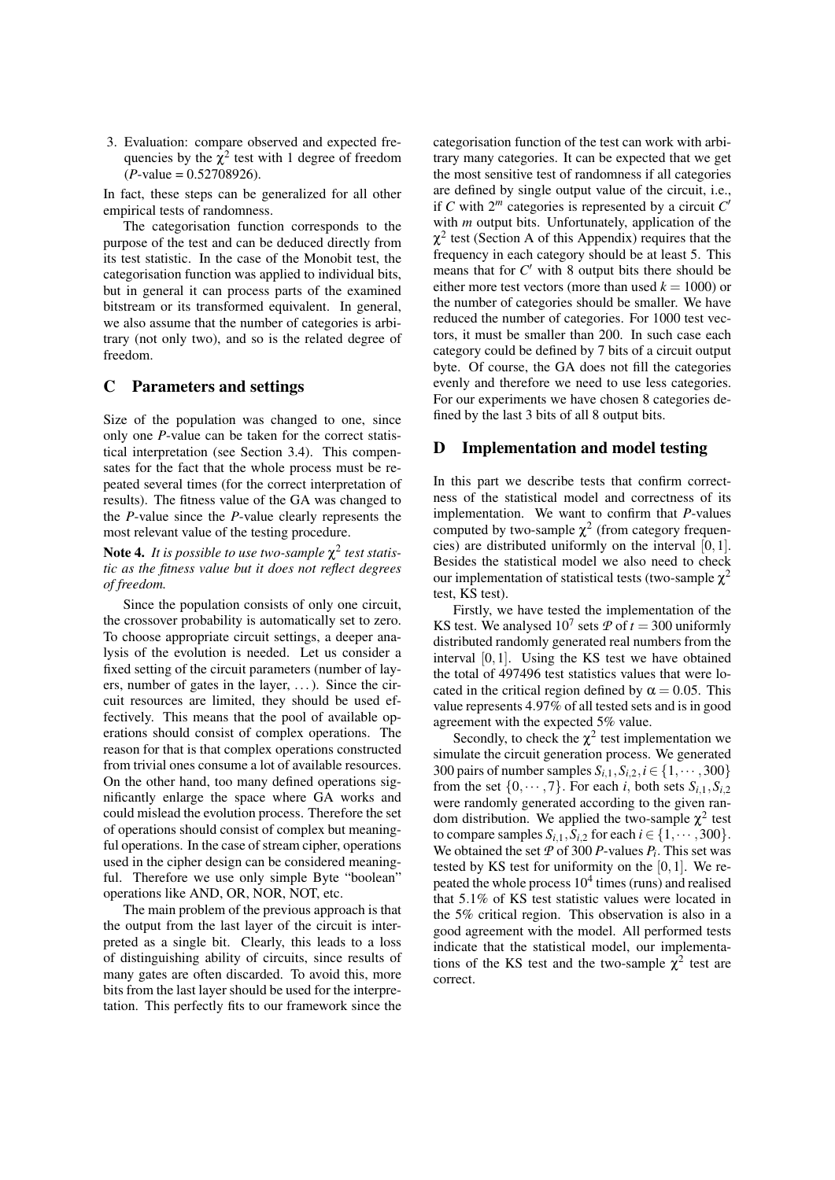3. Evaluation: compare observed and expected frequencies by the $\chi^2$ test with 1 degree of freedom ($P$-value = 0.52708926).

In fact, these steps can be generalized for all other empirical tests of randomness.

The categorisation function corresponds to the purpose of the test and can be deduced directly from its test statistic. In the case of the Monobit test, the categorisation function was applied to individual bits, but in general it can process parts of the examined bitstream or its transformed equivalent. In general, we also assume that the number of categories is arbitrary (not only two), and so is the related degree of freedom.

## C Parameters and settings

Size of the population was changed to one, since only one $P$-value can be taken for the correct statistical interpretation (see Section 3.4). This compensates for the fact that the whole process must be repeated several times (for the correct interpretation of results). The fitness value of the GA was changed to the $P$-value since the $P$-value clearly represents the most relevant value of the testing procedure.

**Note 4.** *It is possible to use two-sample $\chi^2$ test statistic as the fitness value but it does not reflect degrees of freedom.*

Since the population consists of only one circuit, the crossover probability is automatically set to zero. To choose appropriate circuit settings, a deeper analysis of the evolution is needed. Let us consider a fixed setting of the circuit parameters (number of layers, number of gates in the layer, ...). Since the circuit resources are limited, they should be used effectively. This means that the pool of available operations should consist of complex operations. The reason for that is that complex operations constructed from trivial ones consume a lot of available resources. On the other hand, too many defined operations significantly enlarge the space where GA works and could mislead the evolution process. Therefore the set of operations should consist of complex but meaningful operations. In the case of stream cipher, operations used in the cipher design can be considered meaningful. Therefore we use only simple Byte "boolean" operations like AND, OR, NOR, NOT, etc.

The main problem of the previous approach is that the output from the last layer of the circuit is interpreted as a single bit. Clearly, this leads to a loss of distinguishing ability of circuits, since results of many gates are often discarded. To avoid this, more bits from the last layer should be used for the interpretation. This perfectly fits to our framework since the categorisation function of the test can work with arbitrary many categories. It can be expected that we get the most sensitive test of randomness if all categories are defined by single output value of the circuit, i.e., if $C$ with $2^m$ categories is represented by a circuit $C'$ with $m$ output bits. Unfortunately, application of the $\chi^2$ test (Section A of this Appendix) requires that the frequency in each category should be at least 5. This means that for $C'$ with 8 output bits there should be either more test vectors (more than used $k = 1000$) or the number of categories should be smaller. We have reduced the number of categories. For 1000 test vectors, it must be smaller than 200. In such case each category could be defined by 7 bits of a circuit output byte. Of course, the GA does not fill the categories evenly and therefore we need to use less categories. For our experiments we have chosen 8 categories defined by the last 3 bits of all 8 output bits.

## D Implementation and model testing

In this part we describe tests that confirm correctness of the statistical model and correctness of its implementation. We want to confirm that $P$-values computed by two-sample $\chi^2$ (from category frequencies) are distributed uniformly on the interval $[0,1]$. Besides the statistical model we also need to check our implementation of statistical tests (two-sample $\chi^2$ test, KS test).

Firstly, we have tested the implementation of the KS test. We analysed $10^7$ sets $\mathcal{P}$ of $t = 300$ uniformly distributed randomly generated real numbers from the interval $[0,1]$. Using the KS test we have obtained the total of 497496 test statistics values that were located in the critical region defined by $\alpha = 0.05$. This value represents 4.97% of all tested sets and is in good agreement with the expected 5% value.

Secondly, to check the $\chi^2$ test implementation we simulate the circuit generation process. We generated 300 pairs of number samples $S_{i,1}, S_{i,2}, i \in \{1, \cdots, 300\}$ from the set $\{0, \cdots, 7\}$. For each $i$, both sets $S_{i,1}, S_{i,2}$ were randomly generated according to the given random distribution. We applied the two-sample $\chi^2$ test to compare samples $S_{i,1}, S_{i,2}$ for each $i \in \{1, \cdots, 300\}$. We obtained the set $\mathcal{P}$ of 300 $P$-values $P_i$. This set was tested by KS test for uniformity on the $[0,1]$. We repeated the whole process $10^4$ times (runs) and realised that 5.1% of KS test statistic values were located in the 5% critical region. This observation is also in a good agreement with the model. All performed tests indicate that the statistical model, our implementations of the KS test and the two-sample $\chi^2$ test are correct.